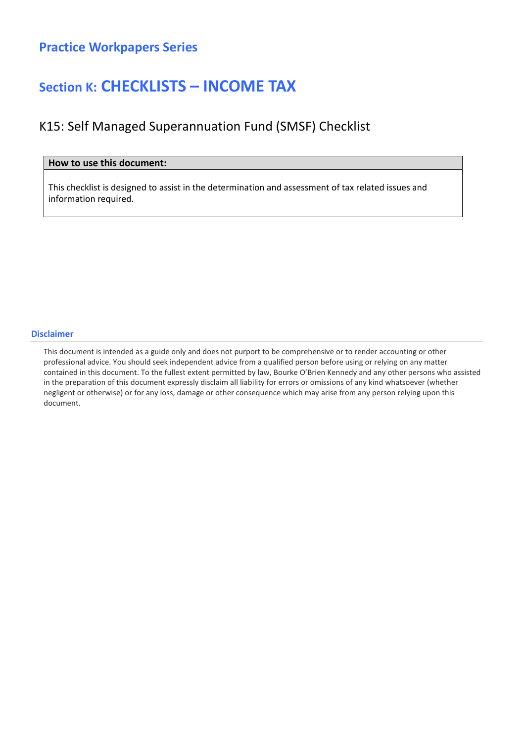## Practice Workpapers Series

# Section K: CHECKLISTS – INCOME TAX

## K15: Self Managed Superannuation Fund (SMSF) Checklist

| How to use this document: |
|---|
| This checklist is designed to assist in the determination and assessment of tax related issues and information required. |

### Disclaimer

This document is intended as a guide only and does not purport to be comprehensive or to render accounting or other professional advice. You should seek independent advice from a qualified person before using or relying on any matter contained in this document. To the fullest extent permitted by law, Bourke O'Brien Kennedy and any other persons who assisted in the preparation of this document expressly disclaim all liability for errors or omissions of any kind whatsoever (whether negligent or otherwise) or for any loss, damage or other consequence which may arise from any person relying upon this document.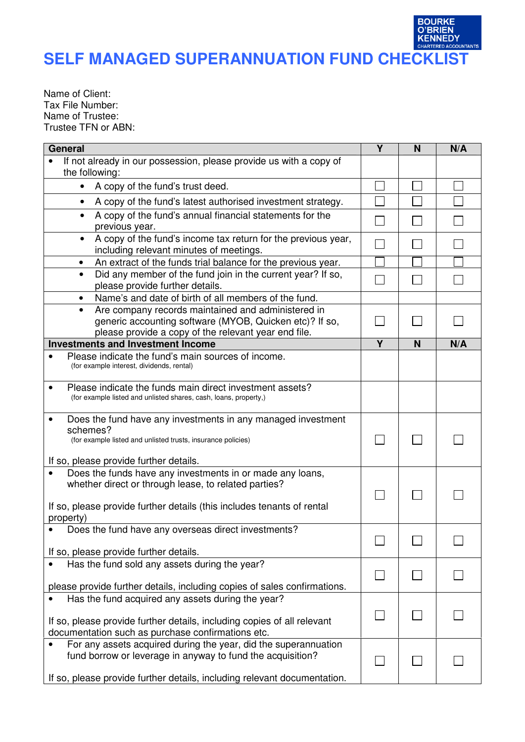BOURKE O'BRIEN KENNEDY
CHARTERED ACCOUNTANTS

# SELF MANAGED SUPERANNUATION FUND CHECKLIST

Name of Client:
Tax File Number:
Name of Trustee:
Trustee TFN or ABN:

| General | Y | N | N/A |
|---|---|---|---|
| • If not already in our possession, please provide us with a copy of the following: | | | |
| • A copy of the fund's trust deed. | ☐ | ☐ | ☐ |
| • A copy of the fund's latest authorised investment strategy. | ☐ | ☐ | ☐ |
| • A copy of the fund's annual financial statements for the previous year. | ☐ | ☐ | ☐ |
| • A copy of the fund's income tax return for the previous year, including relevant minutes of meetings. | ☐ | ☐ | ☐ |
| • An extract of the funds trial balance for the previous year. | ☐ | ☐ | ☐ |
| • Did any member of the fund join in the current year? If so, please provide further details. | ☐ | ☐ | ☐ |
| • Name's and date of birth of all members of the fund. | | | |
| • Are company records maintained and administered in generic accounting software (MYOB, Quicken etc)? If so, please provide a copy of the relevant year end file. | ☐ | ☐ | ☐ |
| **Investments and Investment Income** | **Y** | **N** | **N/A** |
| • Please indicate the fund's main sources of income. (for example interest, dividends, rental) | | | |
| • Please indicate the funds main direct investment assets? (for example listed and unlisted shares, cash, loans, property,) | | | |
| • Does the fund have any investments in any managed investment schemes? (for example listed and unlisted trusts, insurance policies) If so, please provide further details. | ☐ | ☐ | ☐ |
| • Does the funds have any investments in or made any loans, whether direct or through lease, to related parties? If so, please provide further details (this includes tenants of rental property) | ☐ | ☐ | ☐ |
| • Does the fund have any overseas direct investments? If so, please provide further details. | ☐ | ☐ | ☐ |
| • Has the fund sold any assets during the year? please provide further details, including copies of sales confirmations. | ☐ | ☐ | ☐ |
| • Has the fund acquired any assets during the year? If so, please provide further details, including copies of all relevant documentation such as purchase confirmations etc. | ☐ | ☐ | ☐ |
| • For any assets acquired during the year, did the superannuation fund borrow or leverage in anyway to fund the acquisition? If so, please provide further details, including relevant documentation. | ☐ | ☐ | ☐ |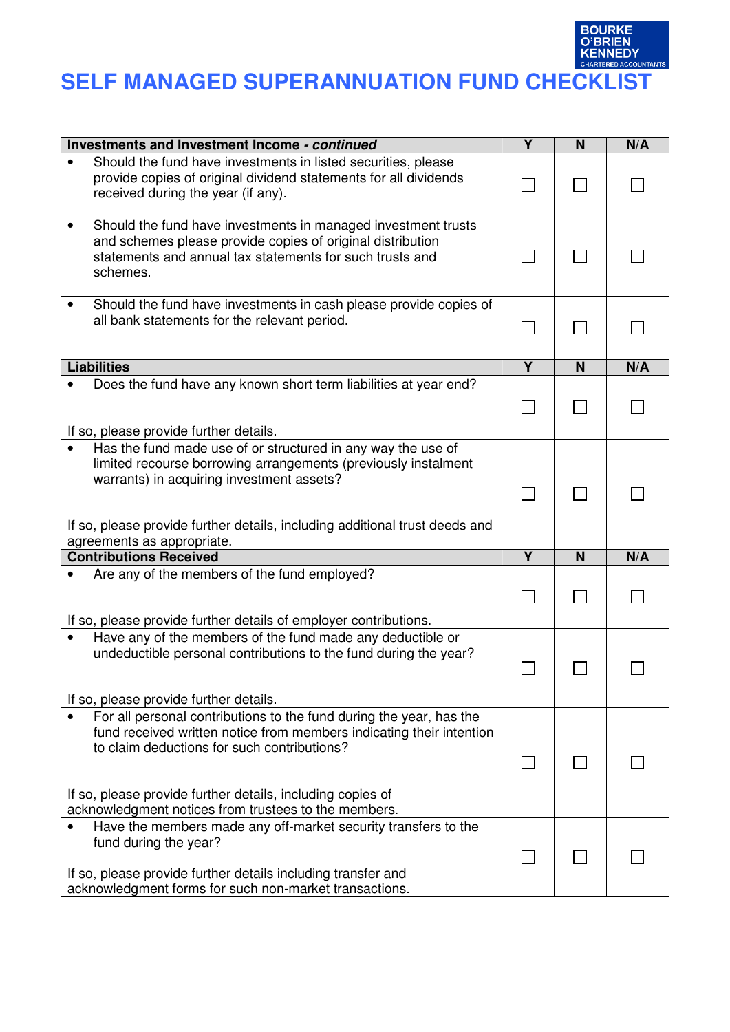BOURKE O'BRIEN KENNEDY
CHARTERED ACCOUNTANTS

# SELF MANAGED SUPERANNUATION FUND CHECKLIST

| **Investments and Investment Income - *continued*** | **Y** | **N** | **N/A** |
|---|---|---|---|
| • Should the fund have investments in listed securities, please provide copies of original dividend statements for all dividends received during the year (if any). | ☐ | ☐ | ☐ |
| • Should the fund have investments in managed investment trusts and schemes please provide copies of original distribution statements and annual tax statements for such trusts and schemes. | ☐ | ☐ | ☐ |
| • Should the fund have investments in cash please provide copies of all bank statements for the relevant period. | ☐ | ☐ | ☐ |
| **Liabilities** | **Y** | **N** | **N/A** |
| • Does the fund have any known short term liabilities at year end?<br><br>If so, please provide further details. | ☐ | ☐ | ☐ |
| • Has the fund made use of or structured in any way the use of limited recourse borrowing arrangements (previously instalment warrants) in acquiring investment assets?<br><br>If so, please provide further details, including additional trust deeds and agreements as appropriate. | ☐ | ☐ | ☐ |
| **Contributions Received** | **Y** | **N** | **N/A** |
| • Are any of the members of the fund employed?<br><br>If so, please provide further details of employer contributions. | ☐ | ☐ | ☐ |
| • Have any of the members of the fund made any deductible or undeductible personal contributions to the fund during the year?<br><br>If so, please provide further details. | ☐ | ☐ | ☐ |
| • For all personal contributions to the fund during the year, has the fund received written notice from members indicating their intention to claim deductions for such contributions?<br><br>If so, please provide further details, including copies of acknowledgment notices from trustees to the members. | ☐ | ☐ | ☐ |
| • Have the members made any off-market security transfers to the fund during the year?<br><br>If so, please provide further details including transfer and acknowledgment forms for such non-market transactions. | ☐ | ☐ | ☐ |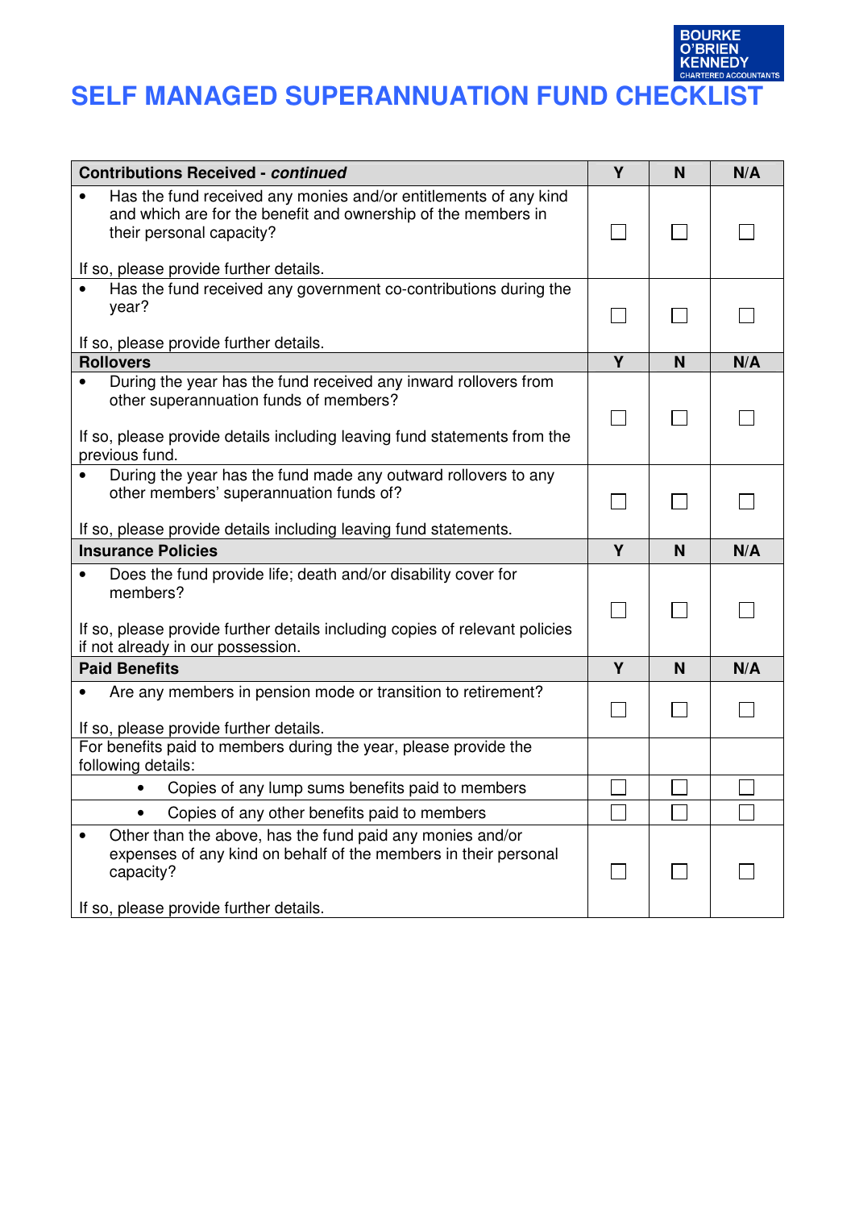# SELF MANAGED SUPERANNUATION FUND CHECKLIST

| Contributions Received - *continued* | Y | N | N/A |
|---|---|---|---|
| • Has the fund received any monies and/or entitlements of any kind and which are for the benefit and ownership of the members in their personal capacity?<br><br>If so, please provide further details. | ☐ | ☐ | ☐ |
| • Has the fund received any government co-contributions during the year?<br><br>If so, please provide further details. | ☐ | ☐ | ☐ |
| **Rollovers** | **Y** | **N** | **N/A** |
| • During the year has the fund received any inward rollovers from other superannuation funds of members?<br><br>If so, please provide details including leaving fund statements from the previous fund. | ☐ | ☐ | ☐ |
| • During the year has the fund made any outward rollovers to any other members' superannuation funds of?<br><br>If so, please provide details including leaving fund statements. | ☐ | ☐ | ☐ |
| **Insurance Policies** | **Y** | **N** | **N/A** |
| • Does the fund provide life; death and/or disability cover for members?<br><br>If so, please provide further details including copies of relevant policies if not already in our possession. | ☐ | ☐ | ☐ |
| **Paid Benefits** | **Y** | **N** | **N/A** |
| • Are any members in pension mode or transition to retirement?<br><br>If so, please provide further details. | ☐ | ☐ | ☐ |
| For benefits paid to members during the year, please provide the following details: | | | |
| • Copies of any lump sums benefits paid to members | ☐ | ☐ | ☐ |
| • Copies of any other benefits paid to members | ☐ | ☐ | ☐ |
| • Other than the above, has the fund paid any monies and/or expenses of any kind on behalf of the members in their personal capacity?<br><br>If so, please provide further details. | ☐ | ☐ | ☐ |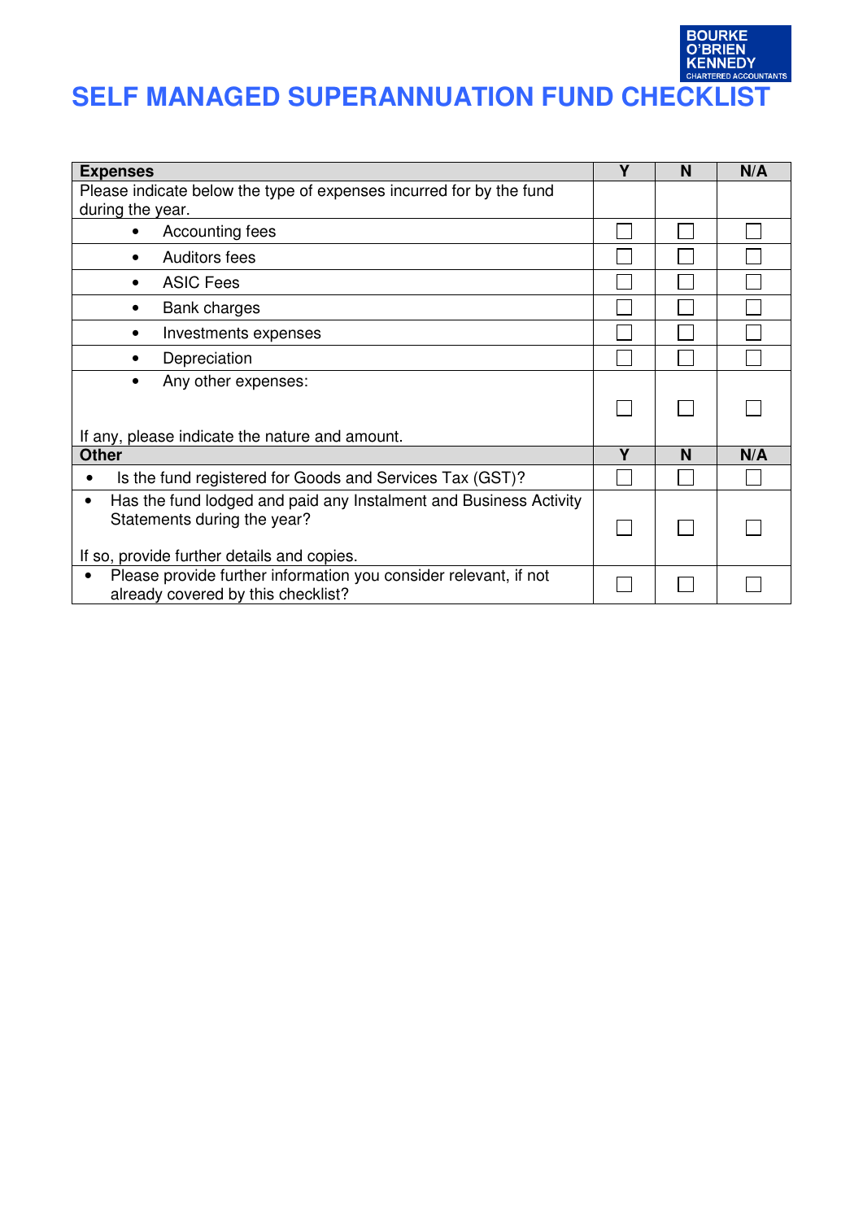BOURKE O'BRIEN KENNEDY
CHARTERED ACCOUNTANTS

# SELF MANAGED SUPERANNUATION FUND CHECKLIST

| **Expenses** | **Y** | **N** | **N/A** |
|---|---|---|---|
| Please indicate below the type of expenses incurred for by the fund during the year. | | | |
| • Accounting fees | ☐ | ☐ | ☐ |
| • Auditors fees | ☐ | ☐ | ☐ |
| • ASIC Fees | ☐ | ☐ | ☐ |
| • Bank charges | ☐ | ☐ | ☐ |
| • Investments expenses | ☐ | ☐ | ☐ |
| • Depreciation | ☐ | ☐ | ☐ |
| • Any other expenses:<br><br>If any, please indicate the nature and amount. | ☐ | ☐ | ☐ |
| **Other** | **Y** | **N** | **N/A** |
| • Is the fund registered for Goods and Services Tax (GST)? | ☐ | ☐ | ☐ |
| • Has the fund lodged and paid any Instalment and Business Activity Statements during the year?<br><br>If so, provide further details and copies. | ☐ | ☐ | ☐ |
| • Please provide further information you consider relevant, if not already covered by this checklist? | ☐ | ☐ | ☐ |